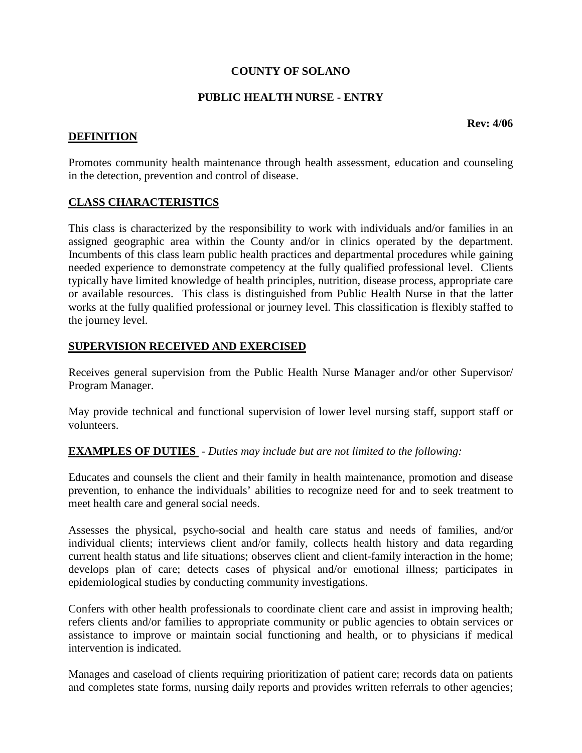**COUNTY OF SOLANO**

**PUBLIC HEALTH NURSE - ENTRY**

**Rev: 4/06**

## DEFINITION

Promotes community health maintenance through health assessment, education and counseling in the detection, prevention and control of disease.

## CLASS CHARACTERISTICS

This class is characterized by the responsibility to work with individuals and/or families in an assigned geographic area within the County and/or in clinics operated by the department. Incumbents of this class learn public health practices and departmental procedures while gaining needed experience to demonstrate competency at the fully qualified professional level. Clients typically have limited knowledge of health principles, nutrition, disease process, appropriate care or available resources. This class is distinguished from Public Health Nurse in that the latter works at the fully qualified professional or journey level. This classification is flexibly staffed to the journey level.

## SUPERVISION RECEIVED AND EXERCISED

Receives general supervision from the Public Health Nurse Manager and/or other Supervisor/ Program Manager.

May provide technical and functional supervision of lower level nursing staff, support staff or volunteers.

## EXAMPLES OF DUTIES - *Duties may include but are not limited to the following:*

Educates and counsels the client and their family in health maintenance, promotion and disease prevention, to enhance the individuals' abilities to recognize need for and to seek treatment to meet health care and general social needs.

Assesses the physical, psycho-social and health care status and needs of families, and/or individual clients; interviews client and/or family, collects health history and data regarding current health status and life situations; observes client and client-family interaction in the home; develops plan of care; detects cases of physical and/or emotional illness; participates in epidemiological studies by conducting community investigations.

Confers with other health professionals to coordinate client care and assist in improving health; refers clients and/or families to appropriate community or public agencies to obtain services or assistance to improve or maintain social functioning and health, or to physicians if medical intervention is indicated.

Manages and caseload of clients requiring prioritization of patient care; records data on patients and completes state forms, nursing daily reports and provides written referrals to other agencies;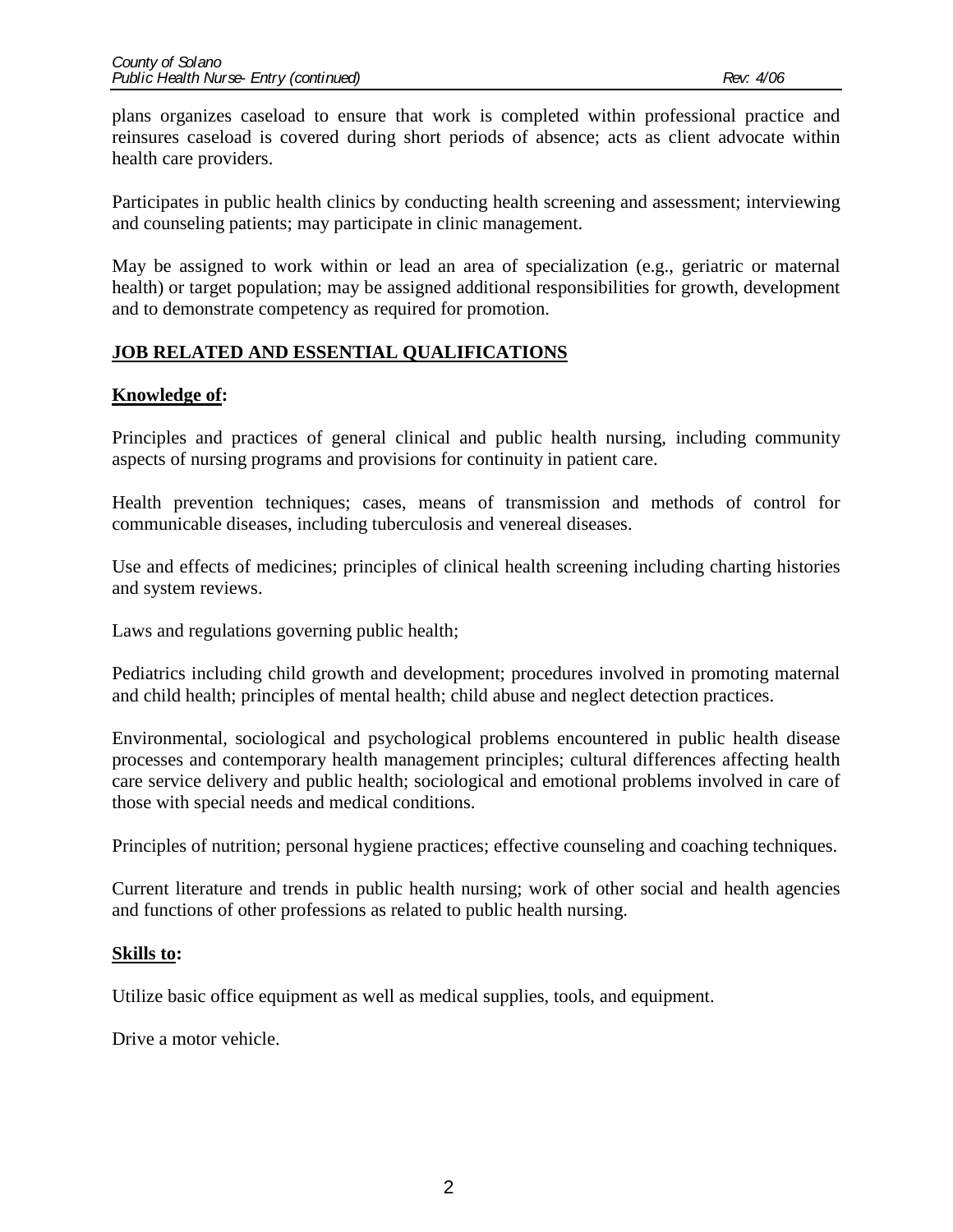plans organizes caseload to ensure that work is completed within professional practice and reinsures caseload is covered during short periods of absence; acts as client advocate within health care providers.

Participates in public health clinics by conducting health screening and assessment; interviewing and counseling patients; may participate in clinic management.

May be assigned to work within or lead an area of specialization (e.g., geriatric or maternal health) or target population; may be assigned additional responsibilities for growth, development and to demonstrate competency as required for promotion.

## JOB RELATED AND ESSENTIAL QUALIFICATIONS

### Knowledge of:

Principles and practices of general clinical and public health nursing, including community aspects of nursing programs and provisions for continuity in patient care.

Health prevention techniques; cases, means of transmission and methods of control for communicable diseases, including tuberculosis and venereal diseases.

Use and effects of medicines; principles of clinical health screening including charting histories and system reviews.

Laws and regulations governing public health;

Pediatrics including child growth and development; procedures involved in promoting maternal and child health; principles of mental health; child abuse and neglect detection practices.

Environmental, sociological and psychological problems encountered in public health disease processes and contemporary health management principles; cultural differences affecting health care service delivery and public health; sociological and emotional problems involved in care of those with special needs and medical conditions.

Principles of nutrition; personal hygiene practices; effective counseling and coaching techniques.

Current literature and trends in public health nursing; work of other social and health agencies and functions of other professions as related to public health nursing.

### Skills to:

Utilize basic office equipment as well as medical supplies, tools, and equipment.

Drive a motor vehicle.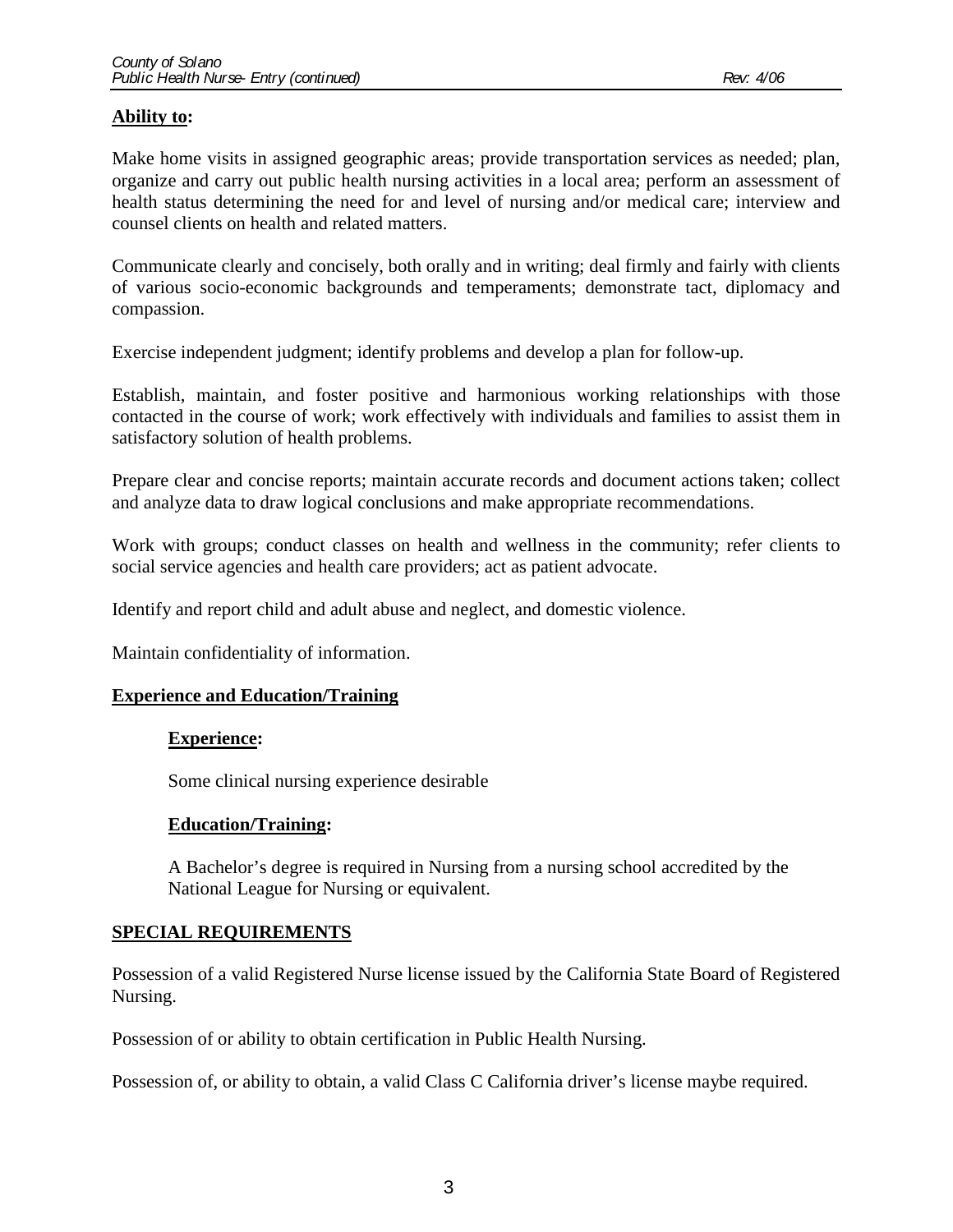**Ability to:**

Make home visits in assigned geographic areas; provide transportation services as needed; plan, organize and carry out public health nursing activities in a local area; perform an assessment of health status determining the need for and level of nursing and/or medical care; interview and counsel clients on health and related matters.

Communicate clearly and concisely, both orally and in writing; deal firmly and fairly with clients of various socio-economic backgrounds and temperaments; demonstrate tact, diplomacy and compassion.

Exercise independent judgment; identify problems and develop a plan for follow-up.

Establish, maintain, and foster positive and harmonious working relationships with those contacted in the course of work; work effectively with individuals and families to assist them in satisfactory solution of health problems.

Prepare clear and concise reports; maintain accurate records and document actions taken; collect and analyze data to draw logical conclusions and make appropriate recommendations.

Work with groups; conduct classes on health and wellness in the community; refer clients to social service agencies and health care providers; act as patient advocate.

Identify and report child and adult abuse and neglect, and domestic violence.

Maintain confidentiality of information.

## Experience and Education/Training

### Experience:

Some clinical nursing experience desirable

### Education/Training:

A Bachelor's degree is required in Nursing from a nursing school accredited by the National League for Nursing or equivalent.

## SPECIAL REQUIREMENTS

Possession of a valid Registered Nurse license issued by the California State Board of Registered Nursing.

Possession of or ability to obtain certification in Public Health Nursing.

Possession of, or ability to obtain, a valid Class C California driver's license maybe required.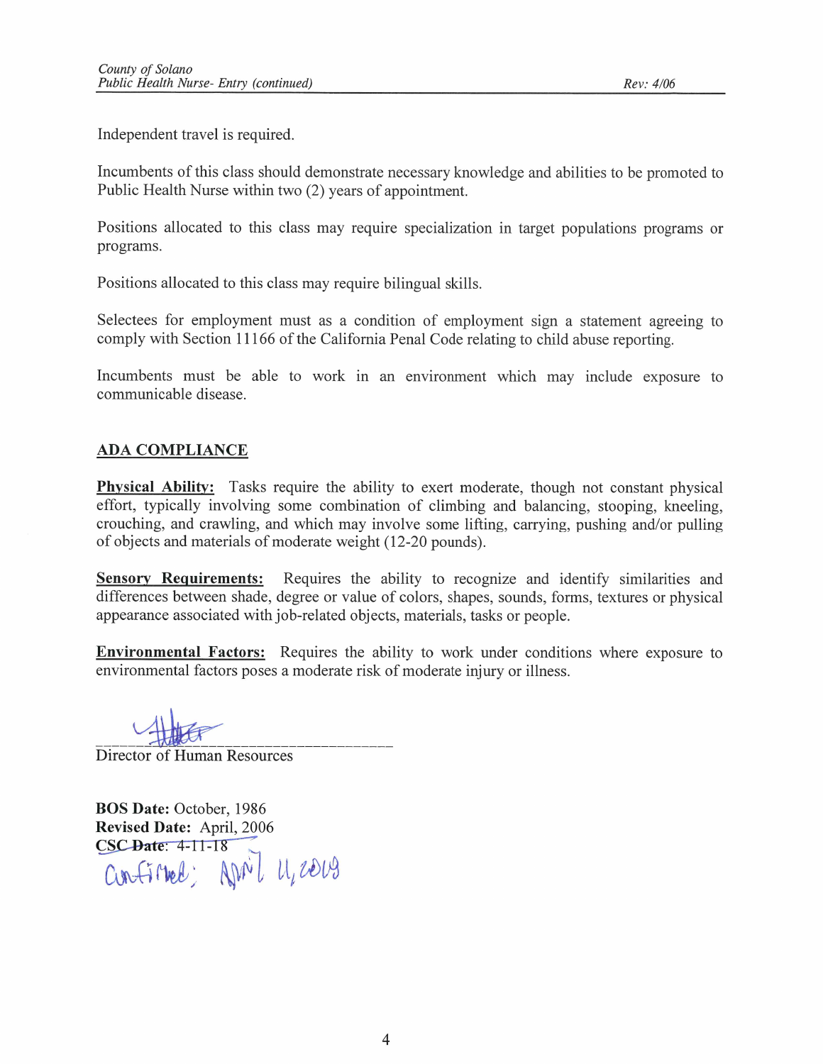Independent travel is required.

Incumbents of this class should demonstrate necessary knowledge and abilities to be promoted to Public Health Nurse within two (2) years of appointment.

Positions allocated to this class may require specialization in target populations programs or programs.

Positions allocated to this class may require bilingual skills.

Selectees for employment must as a condition of employment sign a statement agreeing to comply with Section 11166 of the California Penal Code relating to child abuse reporting.

Incumbents must be able to work in an environment which may include exposure to communicable disease.

## ADA COMPLIANCE

**Physical Ability:** Tasks require the ability to exert moderate, though not constant physical effort, typically involving some combination of climbing and balancing, stooping, kneeling, crouching, and crawling, and which may involve some lifting, carrying, pushing and/or pulling of objects and materials of moderate weight (12-20 pounds).

**Sensory Requirements:** Requires the ability to recognize and identify similarities and differences between shade, degree or value of colors, shapes, sounds, forms, textures or physical appearance associated with job-related objects, materials, tasks or people.

**Environmental Factors:** Requires the ability to work under conditions where exposure to environmental factors poses a moderate risk of moderate injury or illness.

\_\_\_\_\_\_\_\_\_\_\_\_\_\_\_\_\_\_\_\_\_\_\_\_\_\_\_\_\_\_\_\_\_\_\_\_
Director of Human Resources

**BOS Date:** October, 1986
**Revised Date:** April, 2006
~~**CSC Date**: 4-11-18~~
Confirmed: April 11, 2019